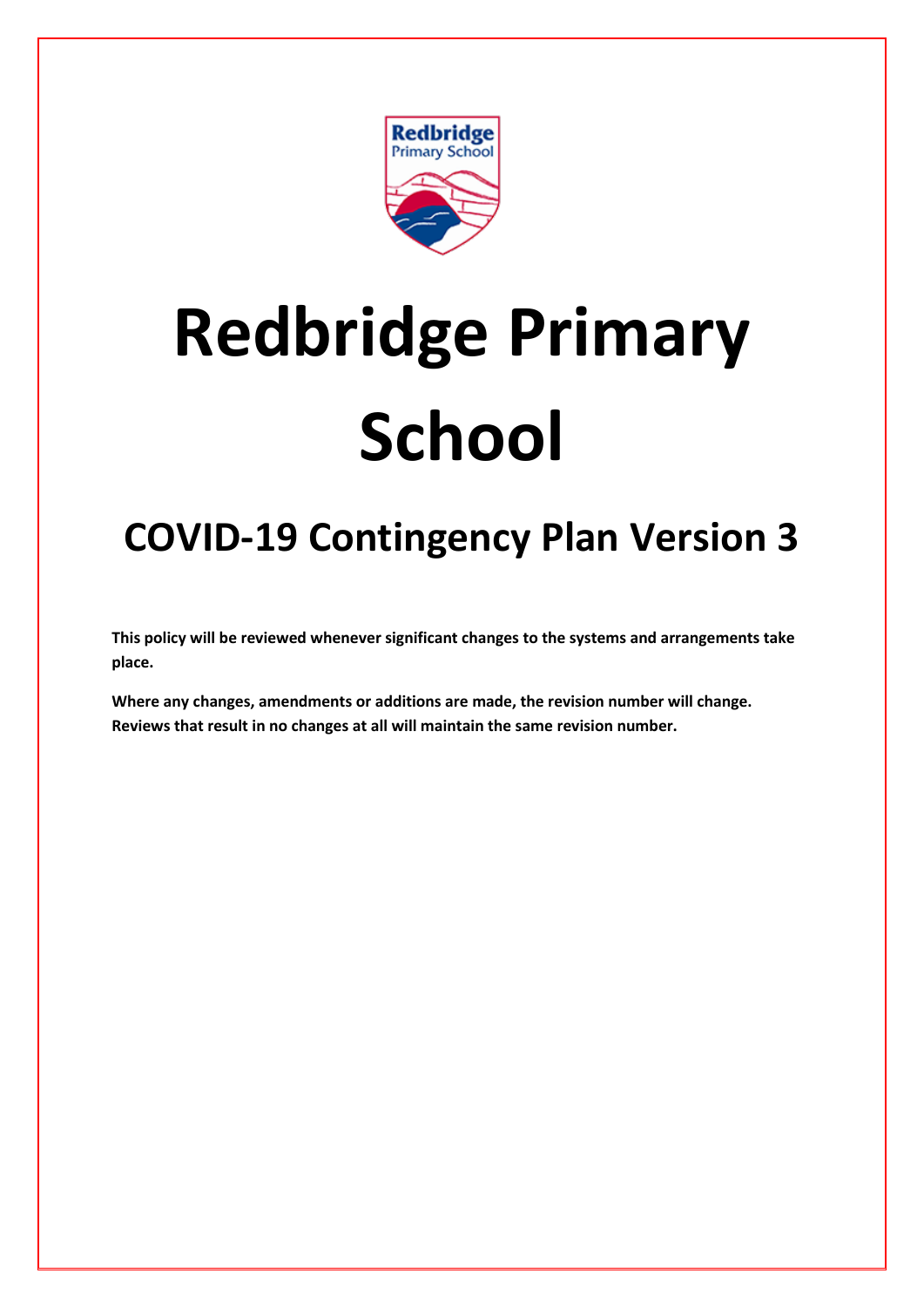# Redbridge Primary School

## COVID-19 Contingency Plan Version 3

**This policy will be reviewed whenever significant changes to the systems and arrangements take place.**

**Where any changes, amendments or additions are made, the revision number will change. Reviews that result in no changes at all will maintain the same revision number.**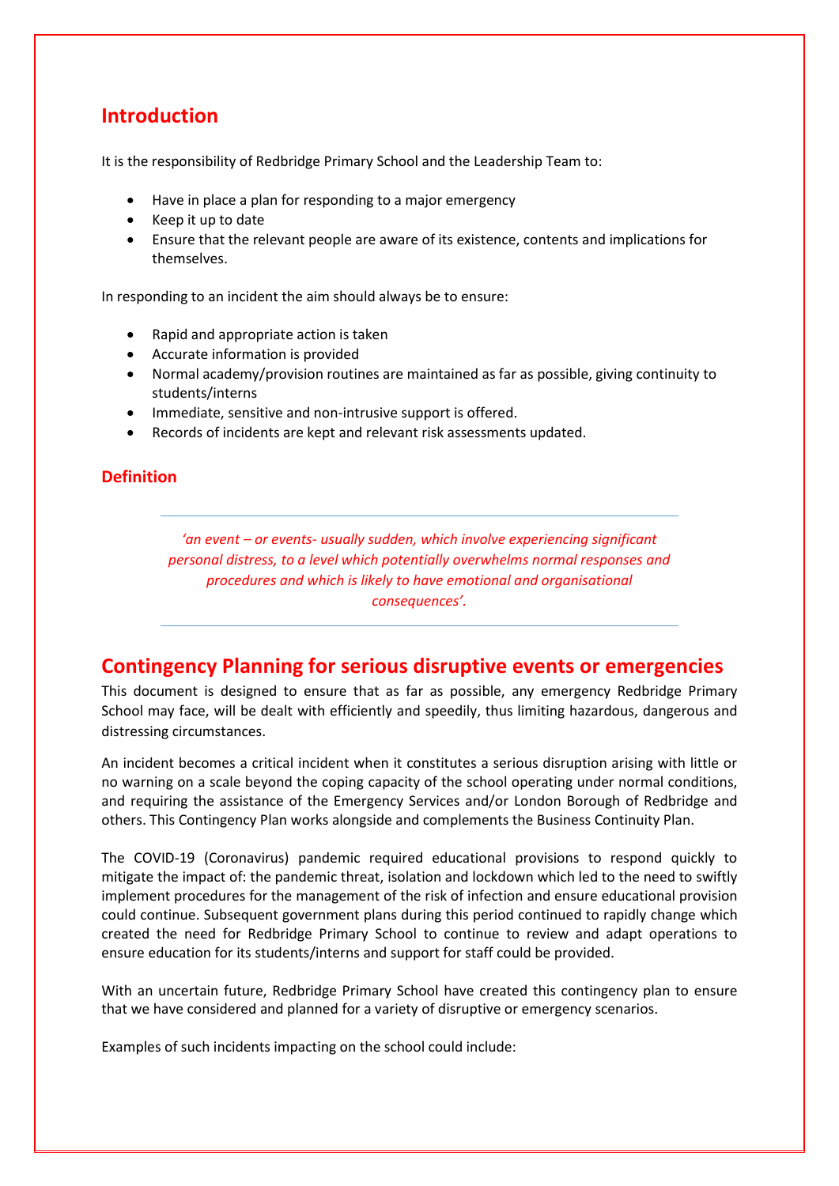## Introduction

It is the responsibility of Redbridge Primary School and the Leadership Team to:

- Have in place a plan for responding to a major emergency
- Keep it up to date
- Ensure that the relevant people are aware of its existence, contents and implications for themselves.

In responding to an incident the aim should always be to ensure:

- Rapid and appropriate action is taken
- Accurate information is provided
- Normal academy/provision routines are maintained as far as possible, giving continuity to students/interns
- Immediate, sensitive and non-intrusive support is offered.
- Records of incidents are kept and relevant risk assessments updated.

### Definition

*'an event – or events- usually sudden, which involve experiencing significant personal distress, to a level which potentially overwhelms normal responses and procedures and which is likely to have emotional and organisational consequences'.*

## Contingency Planning for serious disruptive events or emergencies

This document is designed to ensure that as far as possible, any emergency Redbridge Primary School may face, will be dealt with efficiently and speedily, thus limiting hazardous, dangerous and distressing circumstances.

An incident becomes a critical incident when it constitutes a serious disruption arising with little or no warning on a scale beyond the coping capacity of the school operating under normal conditions, and requiring the assistance of the Emergency Services and/or London Borough of Redbridge and others. This Contingency Plan works alongside and complements the Business Continuity Plan.

The COVID-19 (Coronavirus) pandemic required educational provisions to respond quickly to mitigate the impact of: the pandemic threat, isolation and lockdown which led to the need to swiftly implement procedures for the management of the risk of infection and ensure educational provision could continue. Subsequent government plans during this period continued to rapidly change which created the need for Redbridge Primary School to continue to review and adapt operations to ensure education for its students/interns and support for staff could be provided.

With an uncertain future, Redbridge Primary School have created this contingency plan to ensure that we have considered and planned for a variety of disruptive or emergency scenarios.

Examples of such incidents impacting on the school could include: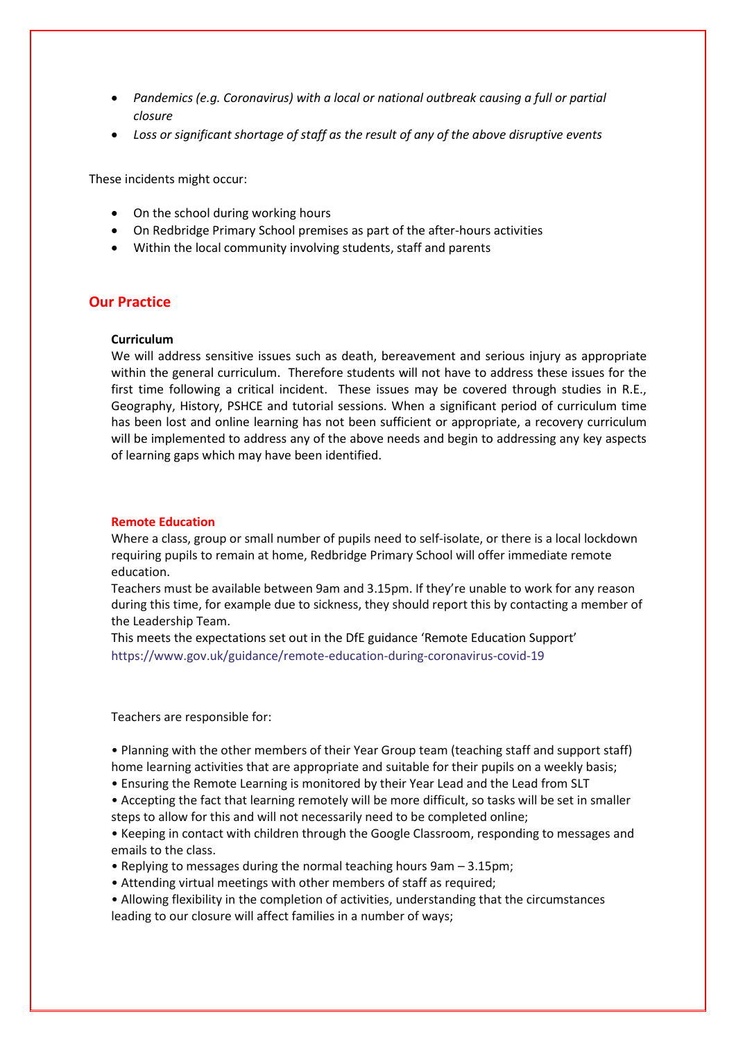- *Pandemics (e.g. Coronavirus) with a local or national outbreak causing a full or partial closure*
- *Loss or significant shortage of staff as the result of any of the above disruptive events*

These incidents might occur:

- On the school during working hours
- On Redbridge Primary School premises as part of the after-hours activities
- Within the local community involving students, staff and parents

## Our Practice

**Curriculum**

We will address sensitive issues such as death, bereavement and serious injury as appropriate within the general curriculum. Therefore students will not have to address these issues for the first time following a critical incident. These issues may be covered through studies in R.E., Geography, History, PSHCE and tutorial sessions. When a significant period of curriculum time has been lost and online learning has not been sufficient or appropriate, a recovery curriculum will be implemented to address any of the above needs and begin to addressing any key aspects of learning gaps which may have been identified.

**Remote Education**

Where a class, group or small number of pupils need to self-isolate, or there is a local lockdown requiring pupils to remain at home, Redbridge Primary School will offer immediate remote education.

Teachers must be available between 9am and 3.15pm. If they're unable to work for any reason during this time, for example due to sickness, they should report this by contacting a member of the Leadership Team.

This meets the expectations set out in the DfE guidance 'Remote Education Support'
https://www.gov.uk/guidance/remote-education-during-coronavirus-covid-19

Teachers are responsible for:

- Planning with the other members of their Year Group team (teaching staff and support staff) home learning activities that are appropriate and suitable for their pupils on a weekly basis;
- Ensuring the Remote Learning is monitored by their Year Lead and the Lead from SLT
- Accepting the fact that learning remotely will be more difficult, so tasks will be set in smaller steps to allow for this and will not necessarily need to be completed online;
- Keeping in contact with children through the Google Classroom, responding to messages and emails to the class.
- Replying to messages during the normal teaching hours 9am – 3.15pm;
- Attending virtual meetings with other members of staff as required;
- Allowing flexibility in the completion of activities, understanding that the circumstances leading to our closure will affect families in a number of ways;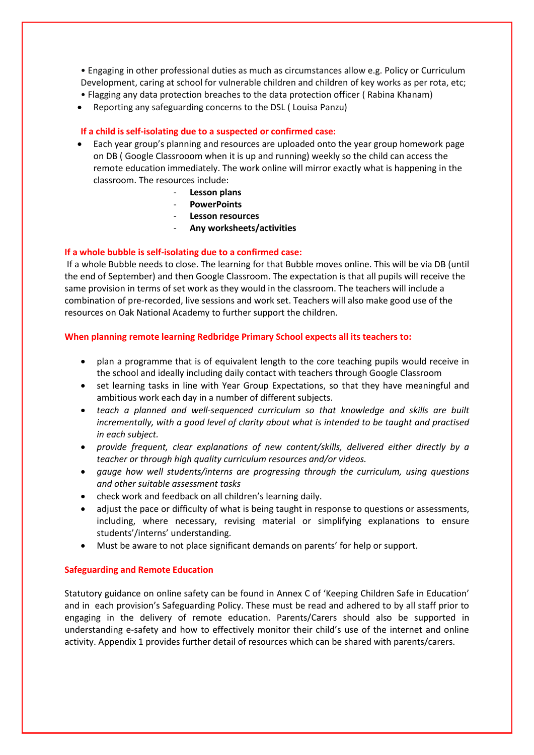- Engaging in other professional duties as much as circumstances allow e.g. Policy or Curriculum Development, caring at school for vulnerable children and children of key works as per rota, etc;
- Flagging any data protection breaches to the data protection officer ( Rabina Khanam)
- Reporting any safeguarding concerns to the DSL ( Louisa Panzu)

**If a child is self-isolating due to a suspected or confirmed case:**

- Each year group's planning and resources are uploaded onto the year group homework page on DB ( Google Classrooom when it is up and running) weekly so the child can access the remote education immediately. The work online will mirror exactly what is happening in the classroom. The resources include:
  - **Lesson plans**
  - **PowerPoints**
  - **Lesson resources**
  - **Any worksheets/activities**

**If a whole bubble is self-isolating due to a confirmed case:**

If a whole Bubble needs to close. The learning for that Bubble moves online. This will be via DB (until the end of September) and then Google Classroom. The expectation is that all pupils will receive the same provision in terms of set work as they would in the classroom. The teachers will include a combination of pre-recorded, live sessions and work set. Teachers will also make good use of the resources on Oak National Academy to further support the children.

**When planning remote learning Redbridge Primary School expects all its teachers to:**

- plan a programme that is of equivalent length to the core teaching pupils would receive in the school and ideally including daily contact with teachers through Google Classroom
- set learning tasks in line with Year Group Expectations, so that they have meaningful and ambitious work each day in a number of different subjects.
- *teach a planned and well-sequenced curriculum so that knowledge and skills are built incrementally, with a good level of clarity about what is intended to be taught and practised in each subject.*
- *provide frequent, clear explanations of new content/skills, delivered either directly by a teacher or through high quality curriculum resources and/or videos.*
- *gauge how well students/interns are progressing through the curriculum, using questions and other suitable assessment tasks*
- check work and feedback on all children's learning daily.
- adjust the pace or difficulty of what is being taught in response to questions or assessments, including, where necessary, revising material or simplifying explanations to ensure students'/interns' understanding.
- Must be aware to not place significant demands on parents' for help or support.

**Safeguarding and Remote Education**

Statutory guidance on online safety can be found in Annex C of 'Keeping Children Safe in Education' and in each provision's Safeguarding Policy. These must be read and adhered to by all staff prior to engaging in the delivery of remote education. Parents/Carers should also be supported in understanding e-safety and how to effectively monitor their child's use of the internet and online activity. Appendix 1 provides further detail of resources which can be shared with parents/carers.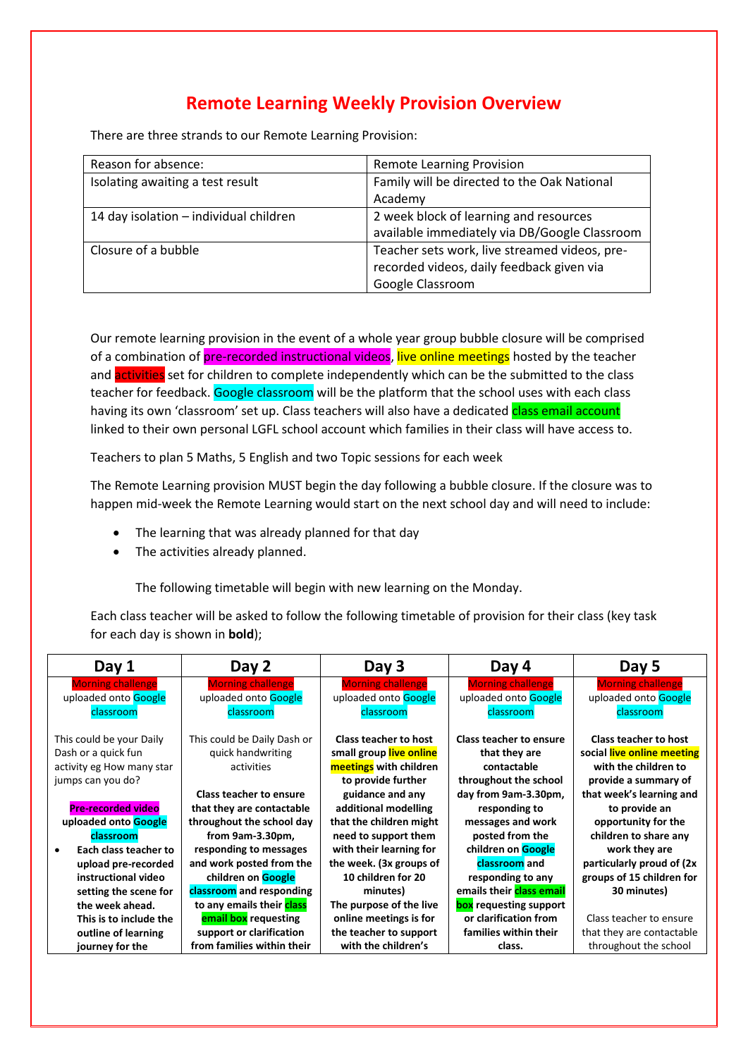# Remote Learning Weekly Provision Overview

There are three strands to our Remote Learning Provision:

| Reason for absence: | Remote Learning Provision |
|---|---|
| Isolating awaiting a test result | Family will be directed to the Oak National Academy |
| 14 day isolation – individual children | 2 week block of learning and resources available immediately via DB/Google Classroom |
| Closure of a bubble | Teacher sets work, live streamed videos, pre-recorded videos, daily feedback given via Google Classroom |

Our remote learning provision in the event of a whole year group bubble closure will be comprised of a combination of pre-recorded instructional videos, live online meetings hosted by the teacher and activities set for children to complete independently which can be the submitted to the class teacher for feedback. Google classroom will be the platform that the school uses with each class having its own 'classroom' set up. Class teachers will also have a dedicated class email account linked to their own personal LGFL school account which families in their class will have access to.

Teachers to plan 5 Maths, 5 English and two Topic sessions for each week

The Remote Learning provision MUST begin the day following a bubble closure. If the closure was to happen mid-week the Remote Learning would start on the next school day and will need to include:

- The learning that was already planned for that day
- The activities already planned.

The following timetable will begin with new learning on the Monday.

Each class teacher will be asked to follow the following timetable of provision for their class (key task for each day is shown in **bold**);

| Day 1 | Day 2 | Day 3 | Day 4 | Day 5 |
|---|---|---|---|---|
| Morning challenge uploaded onto Google classroom<br><br>This could be your Daily Dash or a quick fun activity eg How many star jumps can you do?<br><br>**Pre-recorded video uploaded onto Google classroom**<br>• **Each class teacher to upload pre-recorded instructional video setting the scene for the week ahead. This is to include the outline of learning journey for the** | Morning challenge uploaded onto Google classroom<br><br>This could be Daily Dash or quick handwriting activities<br><br>**Class teacher to ensure that they are contactable throughout the school day from 9am-3.30pm, responding to messages and work posted from the children on Google classroom and responding to any emails their class email box requesting support or clarification from families within their** | Morning challenge uploaded onto Google classroom<br><br>**Class teacher to host small group live online meetings with children to provide further guidance and any additional modelling that the children might need to support them with their learning for the week. (3x groups of 10 children for 20 minutes)**<br>**The purpose of the live online meetings is for the teacher to support with the children's** | Morning challenge uploaded onto Google classroom<br><br>**Class teacher to ensure that they are contactable throughout the school day from 9am-3.30pm, responding to messages and work posted from the children on Google classroom and responding to any emails their class email box requesting support or clarification from families within their class.** | Morning challenge uploaded onto Google classroom<br><br>**Class teacher to host social live online meeting with the children to provide a summary of that week's learning and to provide an opportunity for the children to share any work they are particularly proud of (2x groups of 15 children for 30 minutes)**<br><br>Class teacher to ensure that they are contactable throughout the school |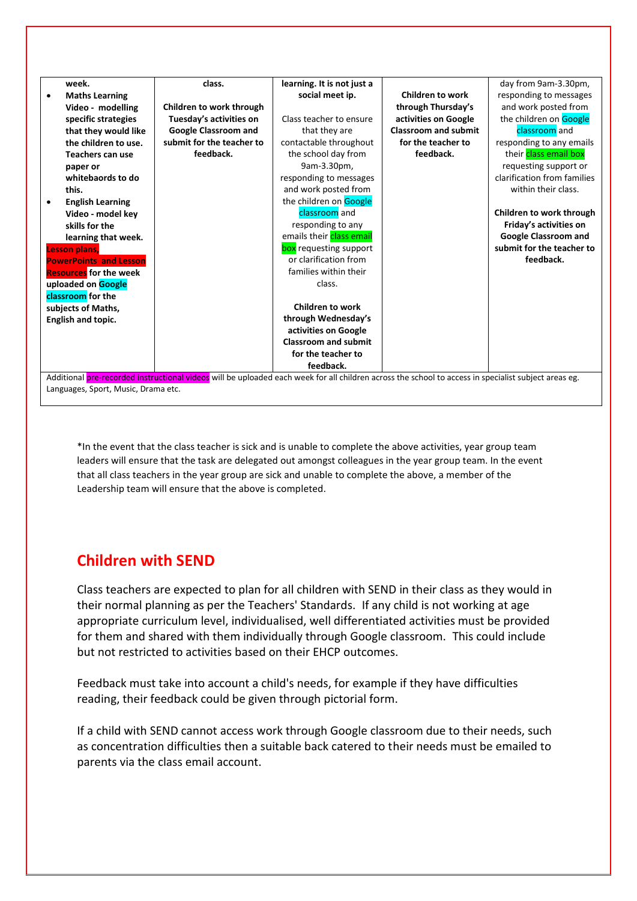| | | | | |
|---|---|---|---|---|
| **week.**<br>• **Maths Learning Video - modelling specific strategies that they would like the children to use. Teachers can use paper or whiteboards to do this.**<br>• **English Learning Video - model key skills for the learning that week.**<br>**Lesson plans, PowerPoints and Lesson Resources for the week uploaded on Google classroom for the subjects of Maths, English and topic.** | **class.**<br><br>**Children to work through Tuesday's activities on Google Classroom and submit for the teacher to feedback.** | **learning. It is not just a social meet ip.**<br><br>Class teacher to ensure that they are contactable throughout the school day from 9am-3.30pm, responding to messages and work posted from the children on Google classroom and responding to any emails their class email box requesting support or clarification from families within their class.<br><br>**Children to work through Wednesday's activities on Google Classroom and submit for the teacher to feedback.** | **Children to work through Thursday's activities on Google Classroom and submit for the teacher to feedback.** | day from 9am-3.30pm, responding to messages and work posted from the children on Google classroom and responding to any emails their class email box requesting support or clarification from families within their class.<br><br>**Children to work through Friday's activities on Google Classroom and submit for the teacher to feedback.** |
| Additional pre-recorded instructional videos will be uploaded each week for all children across the school to access in specialist subject areas eg. Languages, Sport, Music, Drama etc. | | | | |

*In the event that the class teacher is sick and is unable to complete the above activities, year group team leaders will ensure that the task are delegated out amongst colleagues in the year group team. In the event that all class teachers in the year group are sick and unable to complete the above, a member of the Leadership team will ensure that the above is completed.

## Children with SEND

Class teachers are expected to plan for all children with SEND in their class as they would in their normal planning as per the Teachers' Standards. If any child is not working at age appropriate curriculum level, individualised, well differentiated activities must be provided for them and shared with them individually through Google classroom. This could include but not restricted to activities based on their EHCP outcomes.

Feedback must take into account a child's needs, for example if they have difficulties reading, their feedback could be given through pictorial form.

If a child with SEND cannot access work through Google classroom due to their needs, such as concentration difficulties then a suitable back catered to their needs must be emailed to parents via the class email account.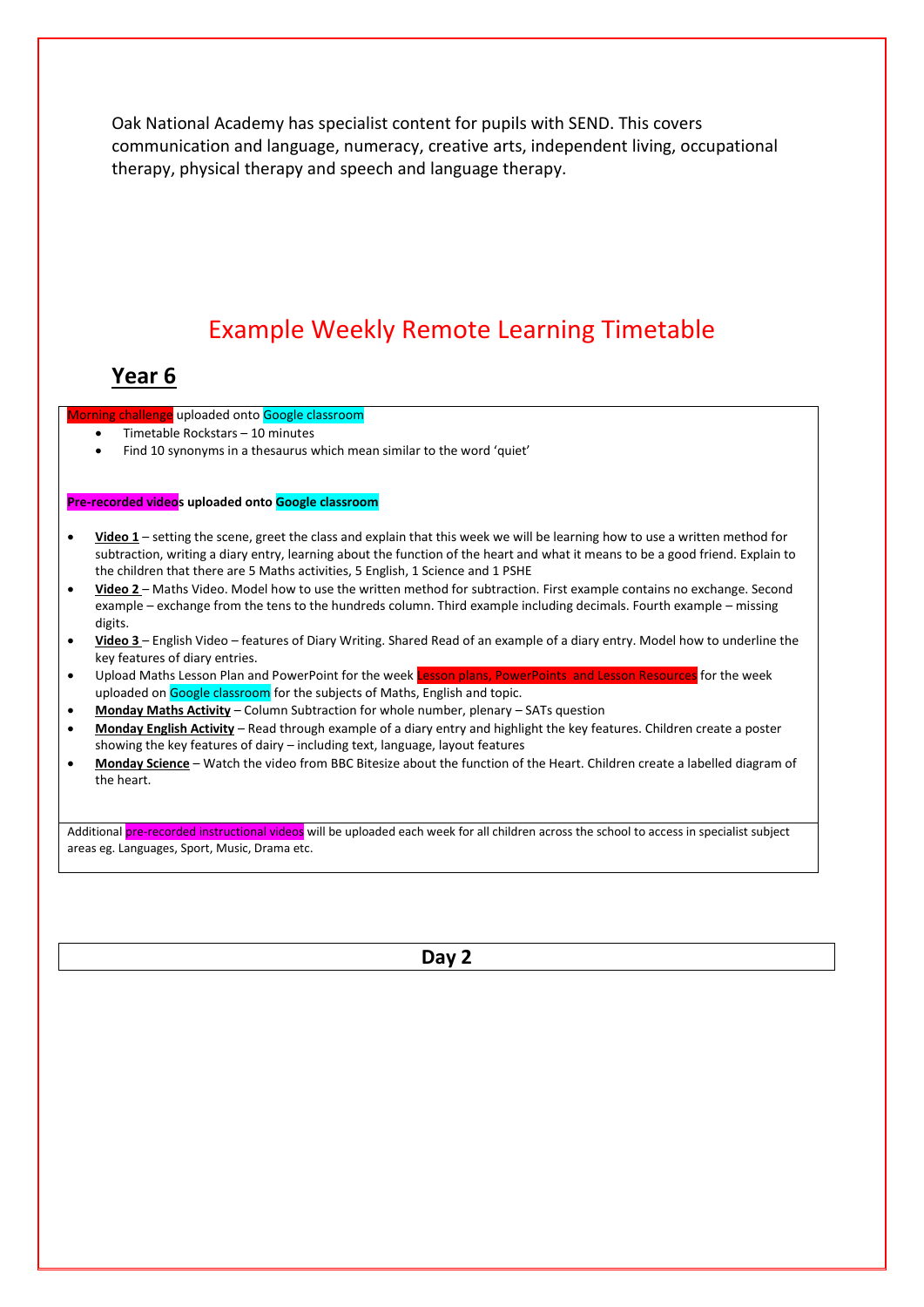Oak National Academy has specialist content for pupils with SEND. This covers communication and language, numeracy, creative arts, independent living, occupational therapy, physical therapy and speech and language therapy.

# Example Weekly Remote Learning Timetable

## Year 6

Morning challenge uploaded onto Google classroom

- Timetable Rockstars – 10 minutes
- Find 10 synonyms in a thesaurus which mean similar to the word 'quiet'

**Pre-recorded videos uploaded onto Google classroom**

- **Video 1** – setting the scene, greet the class and explain that this week we will be learning how to use a written method for subtraction, writing a diary entry, learning about the function of the heart and what it means to be a good friend. Explain to the children that there are 5 Maths activities, 5 English, 1 Science and 1 PSHE
- **Video 2** – Maths Video. Model how to use the written method for subtraction. First example contains no exchange. Second example – exchange from the tens to the hundreds column. Third example including decimals. Fourth example – missing digits.
- **Video 3** – English Video – features of Diary Writing. Shared Read of an example of a diary entry. Model how to underline the key features of diary entries.
- Upload Maths Lesson Plan and PowerPoint for the week Lesson plans, PowerPoints and Lesson Resources for the week uploaded on Google classroom for the subjects of Maths, English and topic.
- **Monday Maths Activity** – Column Subtraction for whole number, plenary – SATs question
- **Monday English Activity** – Read through example of a diary entry and highlight the key features. Children create a poster showing the key features of dairy – including text, language, layout features
- **Monday Science** – Watch the video from BBC Bitesize about the function of the Heart. Children create a labelled diagram of the heart.

Additional pre-recorded instructional videos will be uploaded each week for all children across the school to access in specialist subject areas eg. Languages, Sport, Music, Drama etc.

**Day 2**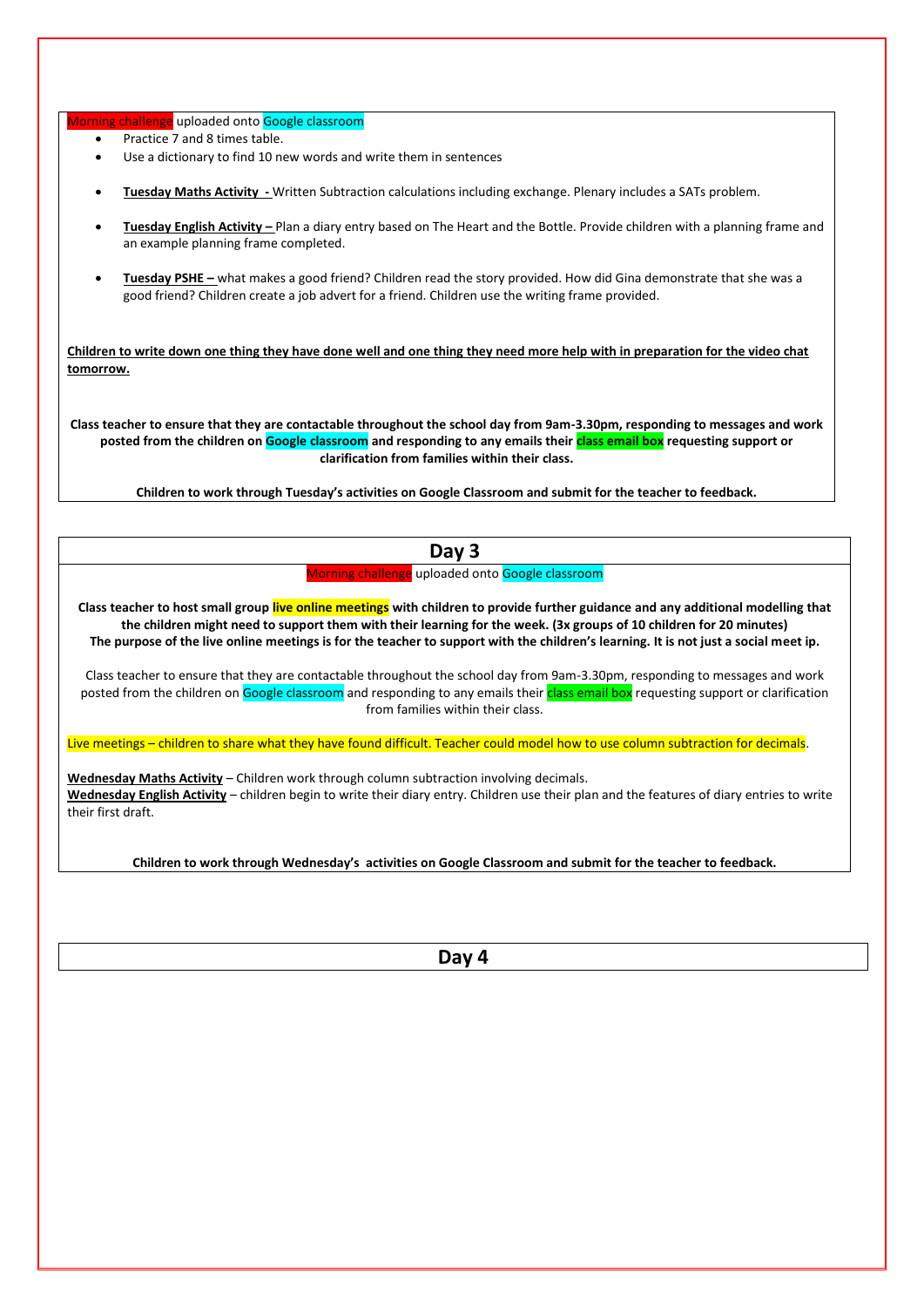Morning challenge uploaded onto Google classroom

- Practice 7 and 8 times table.
- Use a dictionary to find 10 new words and write them in sentences
- **Tuesday Maths Activity -** Written Subtraction calculations including exchange. Plenary includes a SATs problem.
- **Tuesday English Activity –** Plan a diary entry based on The Heart and the Bottle. Provide children with a planning frame and an example planning frame completed.
- **Tuesday PSHE –** what makes a good friend? Children read the story provided. How did Gina demonstrate that she was a good friend? Children create a job advert for a friend. Children use the writing frame provided.

**Children to write down one thing they have done well and one thing they need more help with in preparation for the video chat tomorrow.**

**Class teacher to ensure that they are contactable throughout the school day from 9am-3.30pm, responding to messages and work posted from the children on Google classroom and responding to any emails their class email box requesting support or clarification from families within their class.**

**Children to work through Tuesday's activities on Google Classroom and submit for the teacher to feedback.**

## Day 3

Morning challenge uploaded onto Google classroom

**Class teacher to host small group live online meetings with children to provide further guidance and any additional modelling that the children might need to support them with their learning for the week. (3x groups of 10 children for 20 minutes)**
**The purpose of the live online meetings is for the teacher to support with the children's learning. It is not just a social meet ip.**

Class teacher to ensure that they are contactable throughout the school day from 9am-3.30pm, responding to messages and work posted from the children on Google classroom and responding to any emails their class email box requesting support or clarification from families within their class.

Live meetings – children to share what they have found difficult. Teacher could model how to use column subtraction for decimals.

**Wednesday Maths Activity** – Children work through column subtraction involving decimals.
**Wednesday English Activity** – children begin to write their diary entry. Children use their plan and the features of diary entries to write their first draft.

**Children to work through Wednesday's activities on Google Classroom and submit for the teacher to feedback.**

## Day 4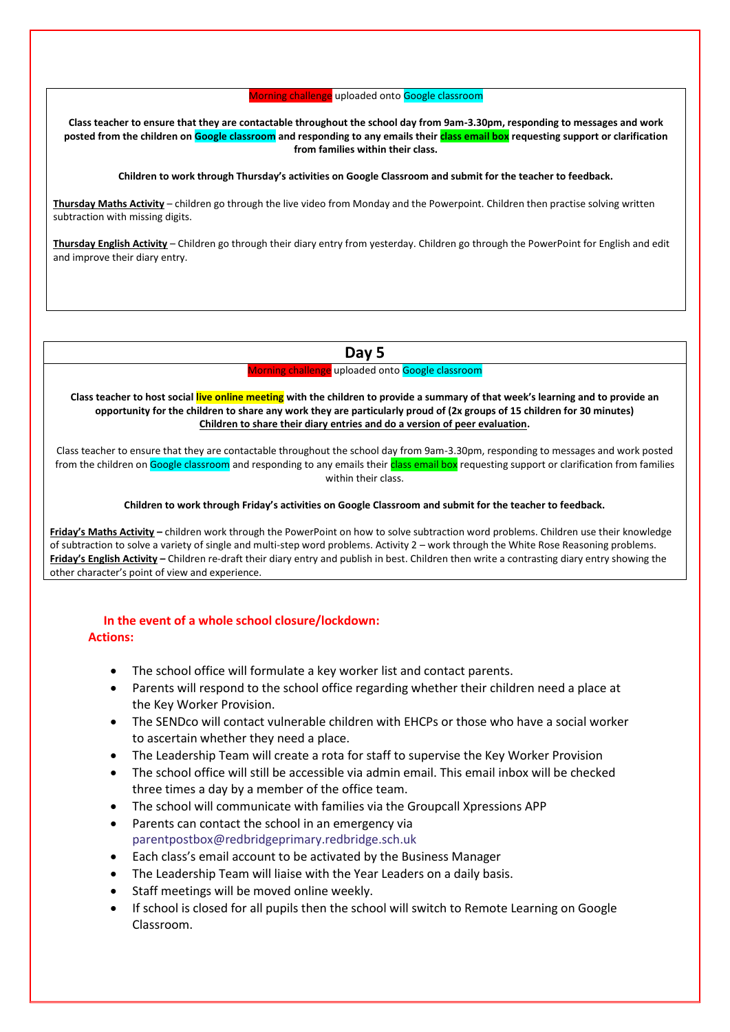Morning challenge uploaded onto Google classroom

**Class teacher to ensure that they are contactable throughout the school day from 9am-3.30pm, responding to messages and work posted from the children on Google classroom and responding to any emails their class email box requesting support or clarification from families within their class.**

**Children to work through Thursday's activities on Google Classroom and submit for the teacher to feedback.**

**Thursday Maths Activity** – children go through the live video from Monday and the Powerpoint. Children then practise solving written subtraction with missing digits.

**Thursday English Activity** – Children go through their diary entry from yesterday. Children go through the PowerPoint for English and edit and improve their diary entry.

## Day 5

Morning challenge uploaded onto Google classroom

**Class teacher to host social live online meeting with the children to provide a summary of that week's learning and to provide an opportunity for the children to share any work they are particularly proud of (2x groups of 15 children for 30 minutes)**
**Children to share their diary entries and do a version of peer evaluation.**

Class teacher to ensure that they are contactable throughout the school day from 9am-3.30pm, responding to messages and work posted from the children on Google classroom and responding to any emails their class email box requesting support or clarification from families within their class.

**Children to work through Friday's activities on Google Classroom and submit for the teacher to feedback.**

**Friday's Maths Activity –** children work through the PowerPoint on how to solve subtraction word problems. Children use their knowledge of subtraction to solve a variety of single and multi-step word problems. Activity 2 – work through the White Rose Reasoning problems.
**Friday's English Activity –** Children re-draft their diary entry and publish in best. Children then write a contrasting diary entry showing the other character's point of view and experience.

**In the event of a whole school closure/lockdown:**
**Actions:**

- The school office will formulate a key worker list and contact parents.
- Parents will respond to the school office regarding whether their children need a place at the Key Worker Provision.
- The SENDco will contact vulnerable children with EHCPs or those who have a social worker to ascertain whether they need a place.
- The Leadership Team will create a rota for staff to supervise the Key Worker Provision
- The school office will still be accessible via admin email. This email inbox will be checked three times a day by a member of the office team.
- The school will communicate with families via the Groupcall Xpressions APP
- Parents can contact the school in an emergency via parentpostbox@redbridgeprimary.redbridge.sch.uk
- Each class's email account to be activated by the Business Manager
- The Leadership Team will liaise with the Year Leaders on a daily basis.
- Staff meetings will be moved online weekly.
- If school is closed for all pupils then the school will switch to Remote Learning on Google Classroom.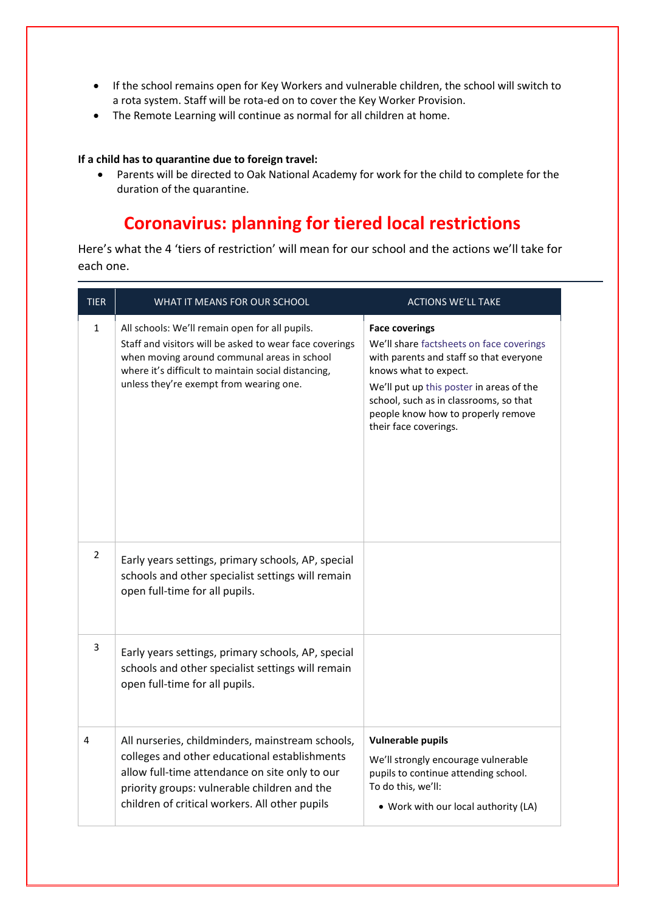- If the school remains open for Key Workers and vulnerable children, the school will switch to a rota system. Staff will be rota-ed on to cover the Key Worker Provision.
- The Remote Learning will continue as normal for all children at home.

**If a child has to quarantine due to foreign travel:**

- Parents will be directed to Oak National Academy for work for the child to complete for the duration of the quarantine.

# Coronavirus: planning for tiered local restrictions

Here's what the 4 'tiers of restriction' will mean for our school and the actions we'll take for each one.

| TIER | WHAT IT MEANS FOR OUR SCHOOL | ACTIONS WE'LL TAKE |
|---|---|---|
| 1 | All schools: We'll remain open for all pupils.<br>Staff and visitors will be asked to wear face coverings when moving around communal areas in school where it's difficult to maintain social distancing, unless they're exempt from wearing one. | **Face coverings**<br>We'll share factsheets on face coverings with parents and staff so that everyone knows what to expect.<br>We'll put up this poster in areas of the school, such as in classrooms, so that people know how to properly remove their face coverings. |
| 2 | Early years settings, primary schools, AP, special schools and other specialist settings will remain open full-time for all pupils. | |
| 3 | Early years settings, primary schools, AP, special schools and other specialist settings will remain open full-time for all pupils. | |
| 4 | All nurseries, childminders, mainstream schools, colleges and other educational establishments allow full-time attendance on site only to our priority groups: vulnerable children and the children of critical workers. All other pupils | **Vulnerable pupils**<br>We'll strongly encourage vulnerable pupils to continue attending school. To do this, we'll:<br>• Work with our local authority (LA) |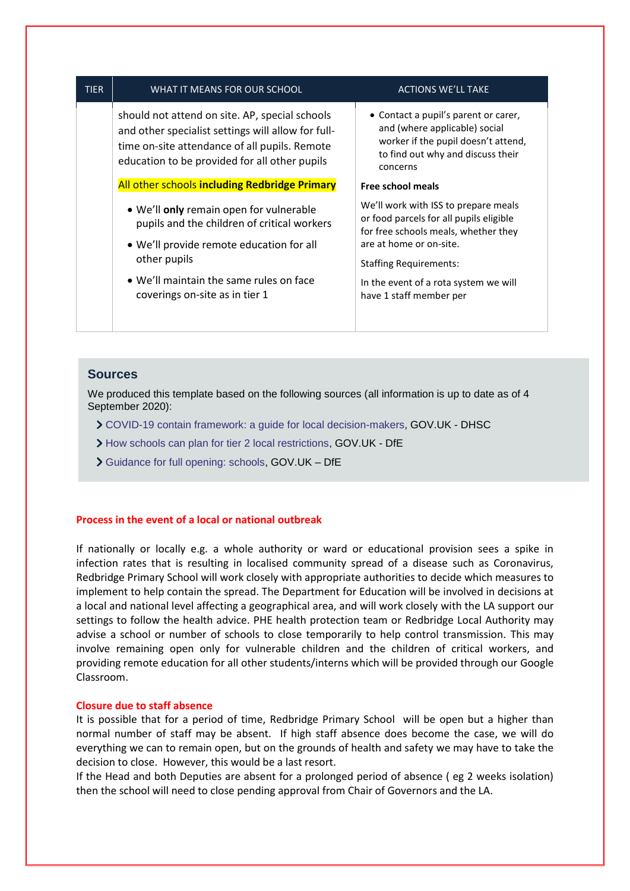| TIER | WHAT IT MEANS FOR OUR SCHOOL | ACTIONS WE'LL TAKE |
|---|---|---|
| | should not attend on site. AP, special schools and other specialist settings will allow for full-time on-site attendance of all pupils. Remote education to be provided for all other pupils<br><br>All other schools **including Redbridge Primary**<br><br>• We'll **only** remain open for vulnerable pupils and the children of critical workers<br>• We'll provide remote education for all other pupils<br>• We'll maintain the same rules on face coverings on-site as in tier 1 | • Contact a pupil's parent or carer, and (where applicable) social worker if the pupil doesn't attend, to find out why and discuss their concerns<br><br>**Free school meals**<br><br>We'll work with ISS to prepare meals or food parcels for all pupils eligible for free schools meals, whether they are at home or on-site.<br><br>Staffing Requirements:<br><br>In the event of a rota system we will have 1 staff member per |

## Sources

We produced this template based on the following sources (all information is up to date as of 4 September 2020):

- COVID-19 contain framework: a guide for local decision-makers, GOV.UK - DHSC
- How schools can plan for tier 2 local restrictions, GOV.UK - DfE
- Guidance for full opening: schools, GOV.UK – DfE

**Process in the event of a local or national outbreak**

If nationally or locally e.g. a whole authority or ward or educational provision sees a spike in infection rates that is resulting in localised community spread of a disease such as Coronavirus, Redbridge Primary School will work closely with appropriate authorities to decide which measures to implement to help contain the spread. The Department for Education will be involved in decisions at a local and national level affecting a geographical area, and will work closely with the LA support our settings to follow the health advice. PHE health protection team or Redbridge Local Authority may advise a school or number of schools to close temporarily to help control transmission. This may involve remaining open only for vulnerable children and the children of critical workers, and providing remote education for all other students/interns which will be provided through our Google Classroom.

**Closure due to staff absence**

It is possible that for a period of time, Redbridge Primary School will be open but a higher than normal number of staff may be absent. If high staff absence does become the case, we will do everything we can to remain open, but on the grounds of health and safety we may have to take the decision to close. However, this would be a last resort.

If the Head and both Deputies are absent for a prolonged period of absence ( eg 2 weeks isolation) then the school will need to close pending approval from Chair of Governors and the LA.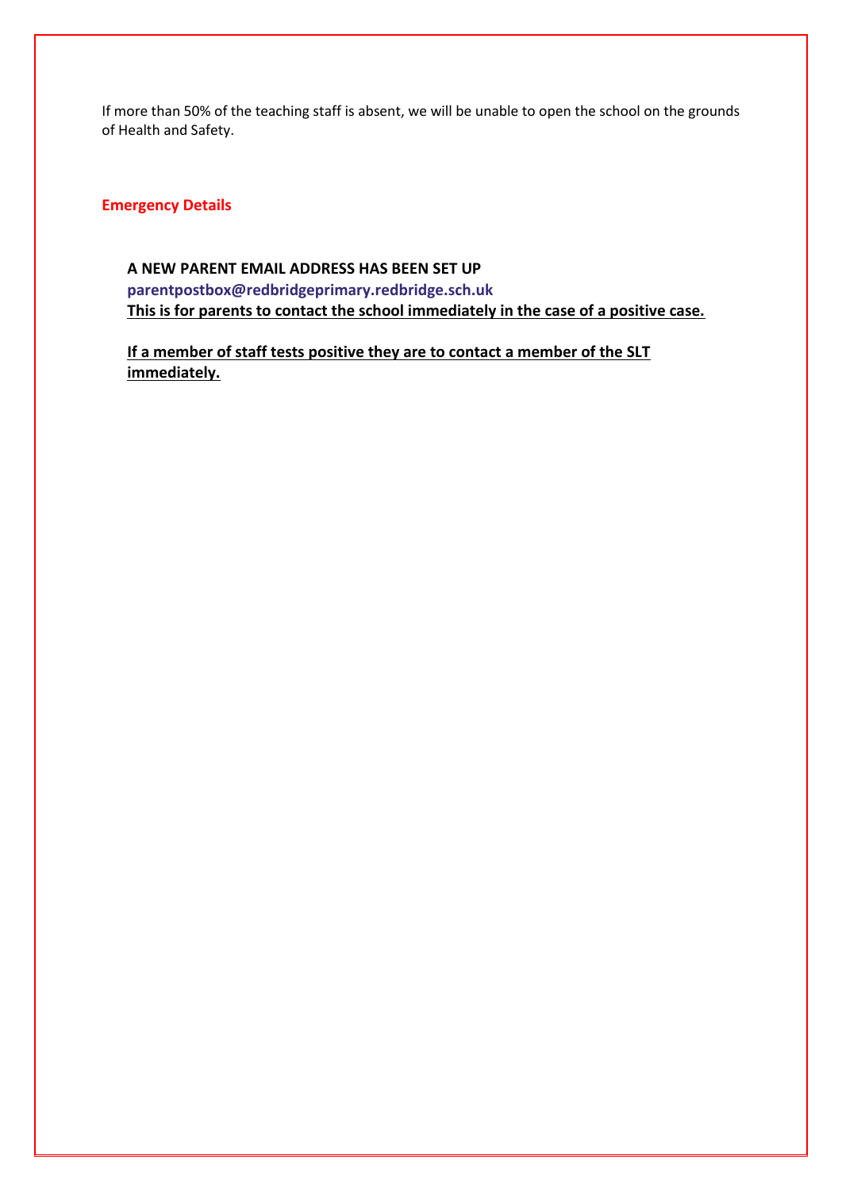If more than 50% of the teaching staff is absent, we will be unable to open the school on the grounds of Health and Safety.

## Emergency Details

**A NEW PARENT EMAIL ADDRESS HAS BEEN SET UP**
**parentpostbox@redbridgeprimary.redbridge.sch.uk**
**This is for parents to contact the school immediately in the case of a positive case.**

**If a member of staff tests positive they are to contact a member of the SLT immediately.**